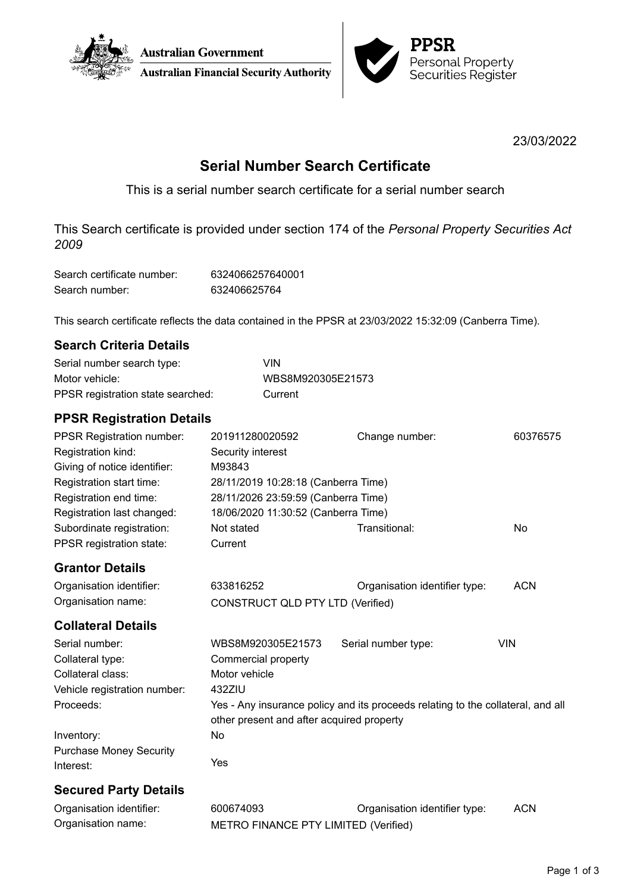Australian Government
Australian Financial Security Authority

PPSR
Personal Property
Securities Register

23/03/2022

# Serial Number Search Certificate

This is a serial number search certificate for a serial number search

This Search certificate is provided under section 174 of the *Personal Property Securities Act 2009*

| | |
|---|---|
| Search certificate number: | 6324066257640001 |
| Search number: | 632406625764 |

This search certificate reflects the data contained in the PPSR at 23/03/2022 15:32:09 (Canberra Time).

## Search Criteria Details

| | |
|---|---|
| Serial number search type: | VIN |
| Motor vehicle: | WBS8M920305E21573 |
| PPSR registration state searched: | Current |

## PPSR Registration Details

| | | | |
|---|---|---|---|
| PPSR Registration number: | 201911280020592 | Change number: | 60376575 |
| Registration kind: | Security interest | | |
| Giving of notice identifier: | M93843 | | |
| Registration start time: | 28/11/2019 10:28:18 (Canberra Time) | | |
| Registration end time: | 28/11/2026 23:59:59 (Canberra Time) | | |
| Registration last changed: | 18/06/2020 11:30:52 (Canberra Time) | | |
| Subordinate registration: | Not stated | Transitional: | No |
| PPSR registration state: | Current | | |

## Grantor Details

| | | | |
|---|---|---|---|
| Organisation identifier: | 633816252 | Organisation identifier type: | ACN |
| Organisation name: | CONSTRUCT QLD PTY LTD (Verified) | | |

## Collateral Details

| | | | |
|---|---|---|---|
| Serial number: | WBS8M920305E21573 | Serial number type: | VIN |
| Collateral type: | Commercial property | | |
| Collateral class: | Motor vehicle | | |
| Vehicle registration number: | 432ZIU | | |
| Proceeds: | Yes - Any insurance policy and its proceeds relating to the collateral, and all other present and after acquired property | | |
| Inventory: | No | | |
| Purchase Money Security Interest: | Yes | | |

## Secured Party Details

| | | | |
|---|---|---|---|
| Organisation identifier: | 600674093 | Organisation identifier type: | ACN |
| Organisation name: | METRO FINANCE PTY LIMITED (Verified) | | |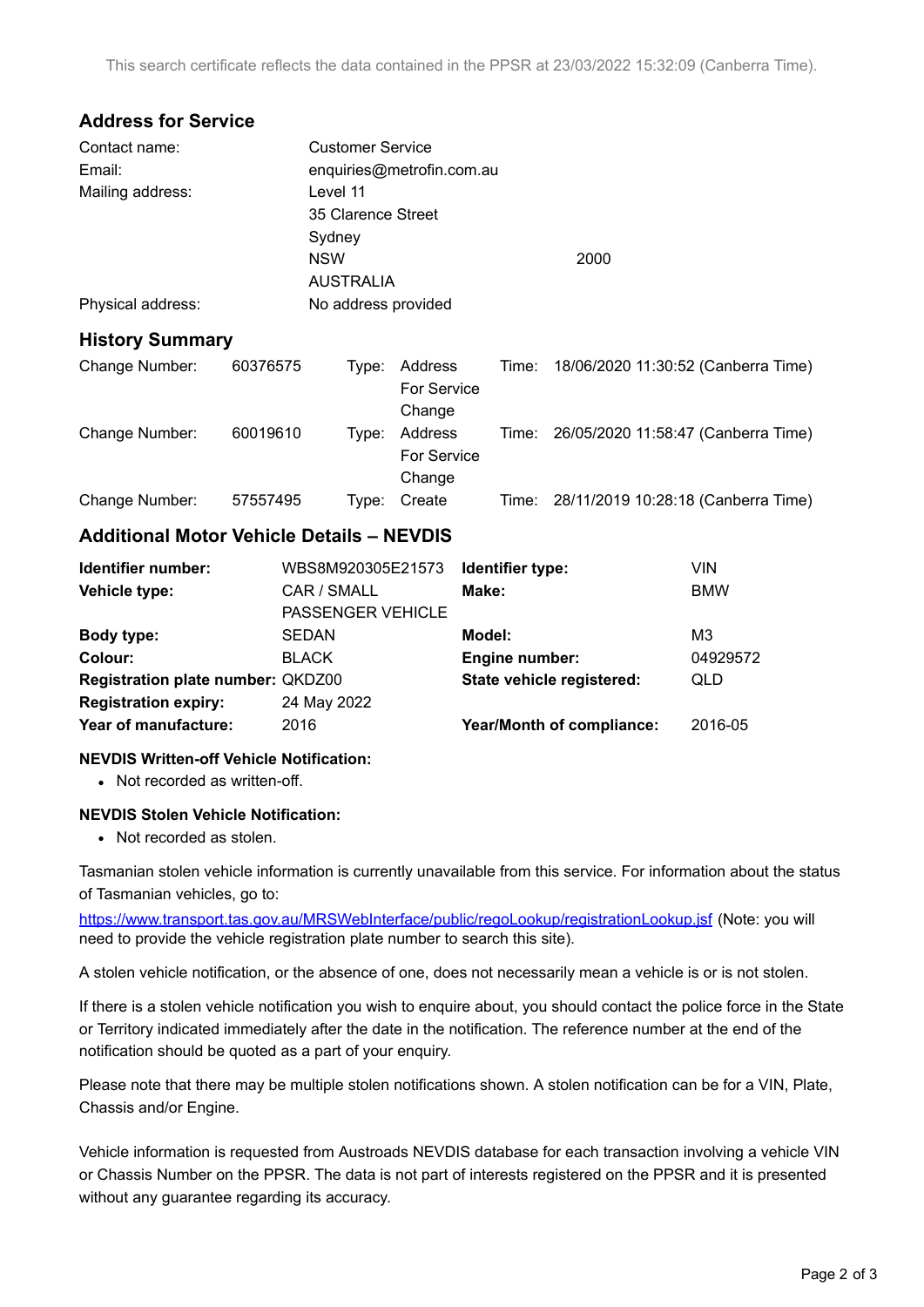This search certificate reflects the data contained in the PPSR at 23/03/2022 15:32:09 (Canberra Time).

## Address for Service

| | |
|---|---|
| Contact name: | Customer Service |
| Email: | enquiries@metrofin.com.au |
| Mailing address: | Level 11<br>35 Clarence Street<br>Sydney<br>NSW 2000<br>AUSTRALIA |
| Physical address: | No address provided |

## History Summary

| Change Number: | Type: | Time: |
|---|---|---|
| 60376575 | Address For Service Change | 18/06/2020 11:30:52 (Canberra Time) |
| 60019610 | Address For Service Change | 26/05/2020 11:58:47 (Canberra Time) |
| 57557495 | Create | 28/11/2019 10:28:18 (Canberra Time) |

## Additional Motor Vehicle Details – NEVDIS

| | | | |
|---|---|---|---|
| **Identifier number:** | WBS8M920305E21573 | **Identifier type:** | VIN |
| **Vehicle type:** | CAR / SMALL PASSENGER VEHICLE | **Make:** | BMW |
| **Body type:** | SEDAN | **Model:** | M3 |
| **Colour:** | BLACK | **Engine number:** | 04929572 |
| **Registration plate number:** | QKDZ00 | **State vehicle registered:** | QLD |
| **Registration expiry:** | 24 May 2022 | | |
| **Year of manufacture:** | 2016 | **Year/Month of compliance:** | 2016-05 |

**NEVDIS Written-off Vehicle Notification:**

- Not recorded as written-off.

**NEVDIS Stolen Vehicle Notification:**

- Not recorded as stolen.

Tasmanian stolen vehicle information is currently unavailable from this service. For information about the status of Tasmanian vehicles, go to:

https://www.transport.tas.gov.au/MRSWebInterface/public/regoLookup/registrationLookup.jsf (Note: you will need to provide the vehicle registration plate number to search this site).

A stolen vehicle notification, or the absence of one, does not necessarily mean a vehicle is or is not stolen.

If there is a stolen vehicle notification you wish to enquire about, you should contact the police force in the State or Territory indicated immediately after the date in the notification. The reference number at the end of the notification should be quoted as a part of your enquiry.

Please note that there may be multiple stolen notifications shown. A stolen notification can be for a VIN, Plate, Chassis and/or Engine.

Vehicle information is requested from Austroads NEVDIS database for each transaction involving a vehicle VIN or Chassis Number on the PPSR. The data is not part of interests registered on the PPSR and it is presented without any guarantee regarding its accuracy.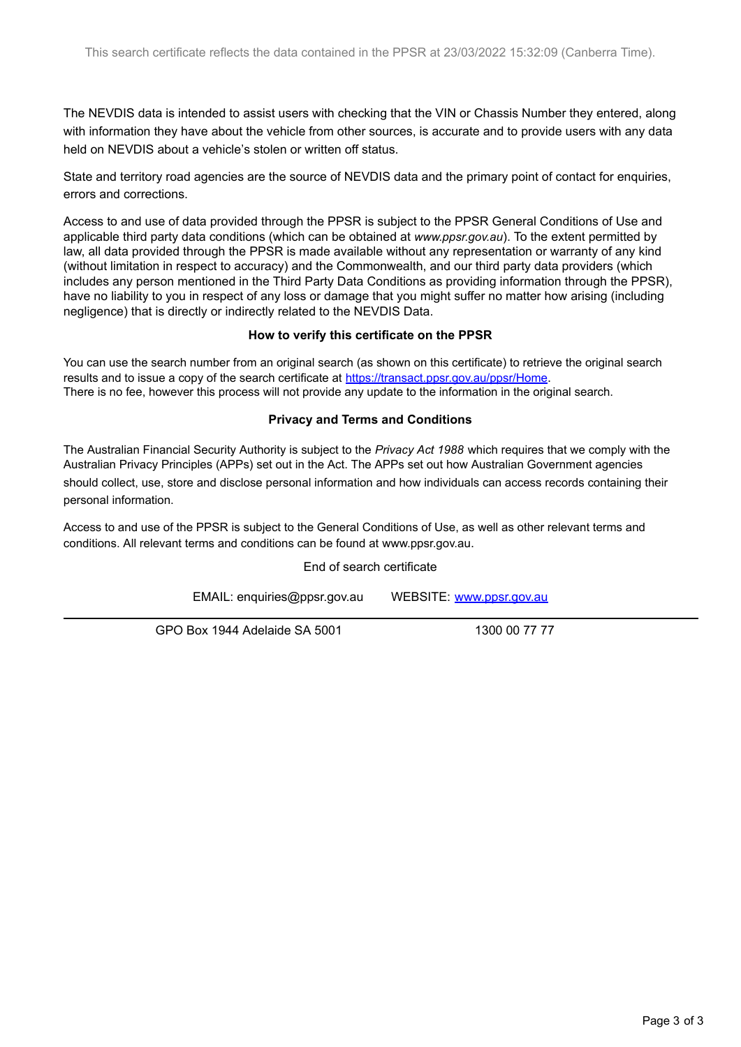The NEVDIS data is intended to assist users with checking that the VIN or Chassis Number they entered, along with information they have about the vehicle from other sources, is accurate and to provide users with any data held on NEVDIS about a vehicle's stolen or written off status.

State and territory road agencies are the source of NEVDIS data and the primary point of contact for enquiries, errors and corrections.

Access to and use of data provided through the PPSR is subject to the PPSR General Conditions of Use and applicable third party data conditions (which can be obtained at *www.ppsr.gov.au*). To the extent permitted by law, all data provided through the PPSR is made available without any representation or warranty of any kind (without limitation in respect to accuracy) and the Commonwealth, and our third party data providers (which includes any person mentioned in the Third Party Data Conditions as providing information through the PPSR), have no liability to you in respect of any loss or damage that you might suffer no matter how arising (including negligence) that is directly or indirectly related to the NEVDIS Data.

**How to verify this certificate on the PPSR**

You can use the search number from an original search (as shown on this certificate) to retrieve the original search results and to issue a copy of the search certificate at https://transact.ppsr.gov.au/ppsr/Home.
There is no fee, however this process will not provide any update to the information in the original search.

**Privacy and Terms and Conditions**

The Australian Financial Security Authority is subject to the *Privacy Act 1988* which requires that we comply with the Australian Privacy Principles (APPs) set out in the Act. The APPs set out how Australian Government agencies should collect, use, store and disclose personal information and how individuals can access records containing their personal information.

Access to and use of the PPSR is subject to the General Conditions of Use, as well as other relevant terms and conditions. All relevant terms and conditions can be found at www.ppsr.gov.au.

End of search certificate